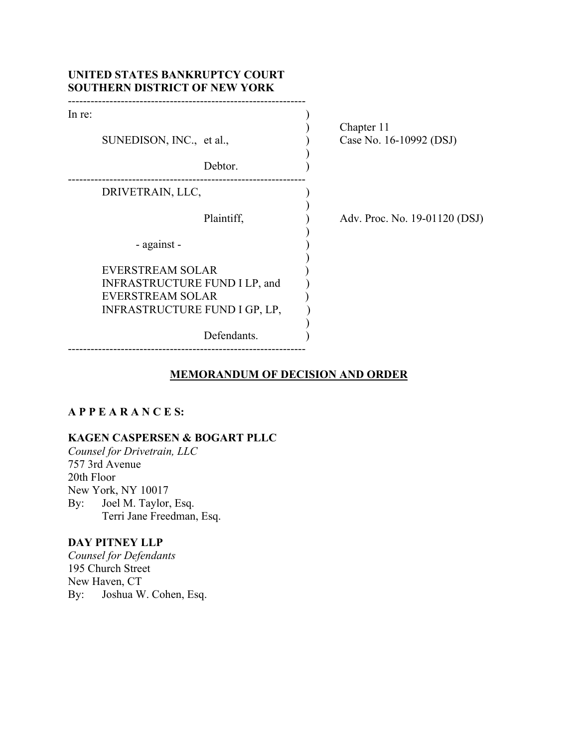**UNITED STATES BANKRUPTCY COURT**
**SOUTHERN DISTRICT OF NEW YORK**

| | |
|---|---|
| In re:<br><br>SUNEDISON, INC., et al.,<br><br>Debtor. | Chapter 11<br>Case No. 16-10992 (DSJ) |
| DRIVETRAIN, LLC,<br><br>Plaintiff,<br><br>- against -<br><br>EVERSTREAM SOLAR INFRASTRUCTURE FUND I LP, and EVERSTREAM SOLAR INFRASTRUCTURE FUND I GP, LP,<br><br>Defendants. | Adv. Proc. No. 19-01120 (DSJ) |

**MEMORANDUM OF DECISION AND ORDER**

**A P P E A R A N C E S:**

**KAGEN CASPERSEN & BOGART PLLC**
*Counsel for Drivetrain, LLC*
757 3rd Avenue
20th Floor
New York, NY 10017
By: Joel M. Taylor, Esq.
Terri Jane Freedman, Esq.

**DAY PITNEY LLP**
*Counsel for Defendants*
195 Church Street
New Haven, CT
By: Joshua W. Cohen, Esq.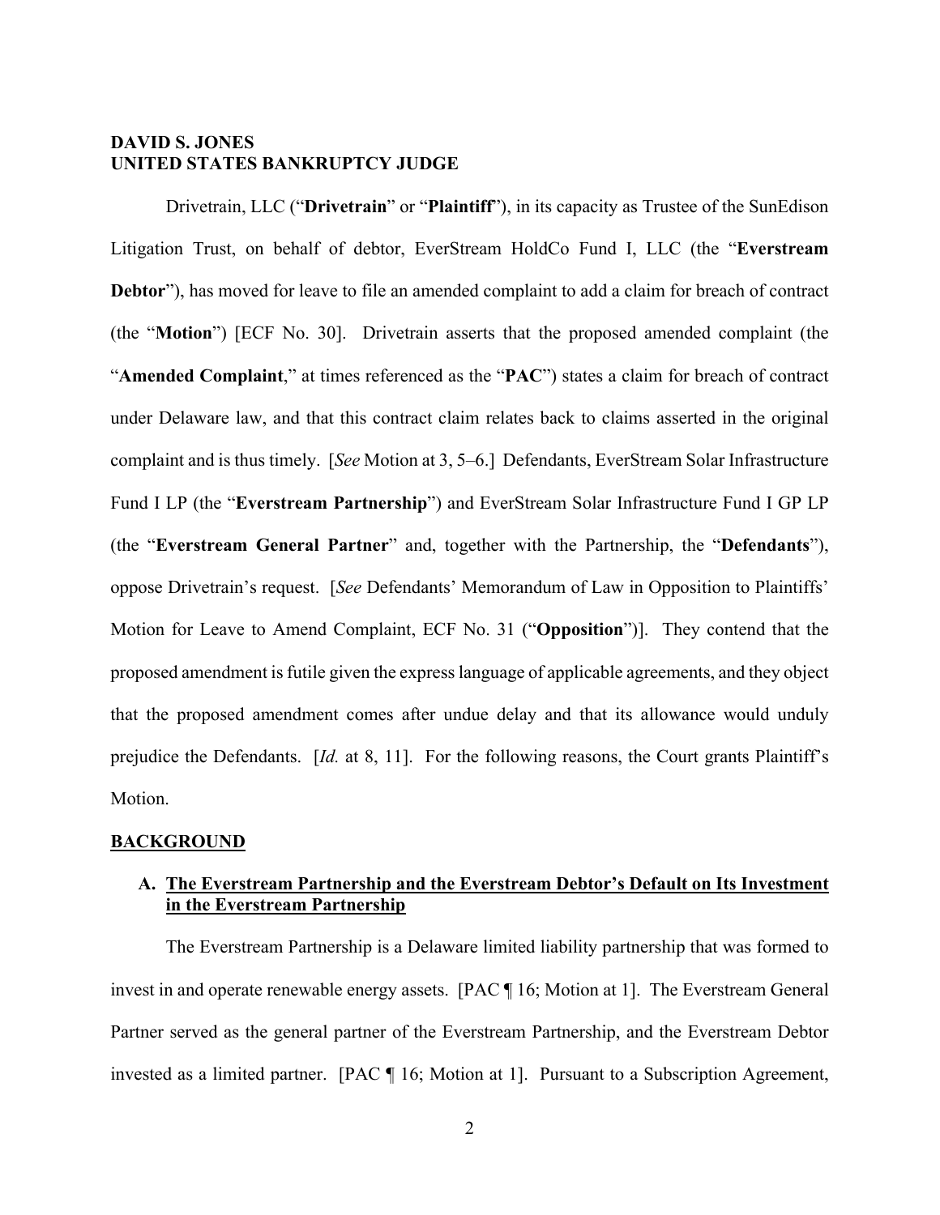**DAVID S. JONES**
**UNITED STATES BANKRUPTCY JUDGE**

Drivetrain, LLC ("**Drivetrain**" or "**Plaintiff**"), in its capacity as Trustee of the SunEdison Litigation Trust, on behalf of debtor, EverStream HoldCo Fund I, LLC (the "**Everstream Debtor**"), has moved for leave to file an amended complaint to add a claim for breach of contract (the "**Motion**") [ECF No. 30]. Drivetrain asserts that the proposed amended complaint (the "**Amended Complaint**," at times referenced as the "**PAC**") states a claim for breach of contract under Delaware law, and that this contract claim relates back to claims asserted in the original complaint and is thus timely. [*See* Motion at 3, 5–6.] Defendants, EverStream Solar Infrastructure Fund I LP (the "**Everstream Partnership**") and EverStream Solar Infrastructure Fund I GP LP (the "**Everstream General Partner**" and, together with the Partnership, the "**Defendants**"), oppose Drivetrain's request. [*See* Defendants' Memorandum of Law in Opposition to Plaintiffs' Motion for Leave to Amend Complaint, ECF No. 31 ("**Opposition**")]. They contend that the proposed amendment is futile given the express language of applicable agreements, and they object that the proposed amendment comes after undue delay and that its allowance would unduly prejudice the Defendants. [*Id.* at 8, 11]. For the following reasons, the Court grants Plaintiff's Motion.

## BACKGROUND

### A. The Everstream Partnership and the Everstream Debtor's Default on Its Investment in the Everstream Partnership

The Everstream Partnership is a Delaware limited liability partnership that was formed to invest in and operate renewable energy assets. [PAC ¶ 16; Motion at 1]. The Everstream General Partner served as the general partner of the Everstream Partnership, and the Everstream Debtor invested as a limited partner. [PAC ¶ 16; Motion at 1]. Pursuant to a Subscription Agreement,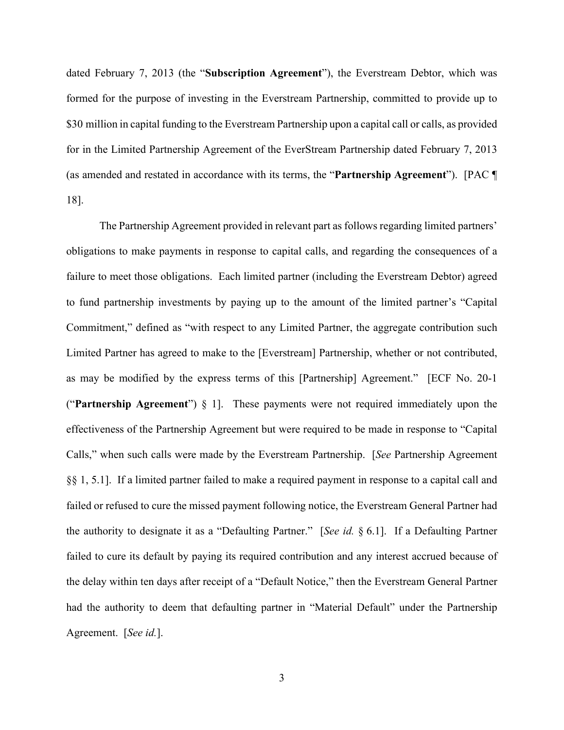dated February 7, 2013 (the "**Subscription Agreement**"), the Everstream Debtor, which was formed for the purpose of investing in the Everstream Partnership, committed to provide up to $30 million in capital funding to the Everstream Partnership upon a capital call or calls, as provided for in the Limited Partnership Agreement of the EverStream Partnership dated February 7, 2013 (as amended and restated in accordance with its terms, the "**Partnership Agreement**"). [PAC ¶ 18].

The Partnership Agreement provided in relevant part as follows regarding limited partners' obligations to make payments in response to capital calls, and regarding the consequences of a failure to meet those obligations. Each limited partner (including the Everstream Debtor) agreed to fund partnership investments by paying up to the amount of the limited partner's "Capital Commitment," defined as "with respect to any Limited Partner, the aggregate contribution such Limited Partner has agreed to make to the [Everstream] Partnership, whether or not contributed, as may be modified by the express terms of this [Partnership] Agreement." [ECF No. 20-1 ("**Partnership Agreement**") § 1]. These payments were not required immediately upon the effectiveness of the Partnership Agreement but were required to be made in response to "Capital Calls," when such calls were made by the Everstream Partnership. [*See* Partnership Agreement §§ 1, 5.1]. If a limited partner failed to make a required payment in response to a capital call and failed or refused to cure the missed payment following notice, the Everstream General Partner had the authority to designate it as a "Defaulting Partner." [*See id.* § 6.1]. If a Defaulting Partner failed to cure its default by paying its required contribution and any interest accrued because of the delay within ten days after receipt of a "Default Notice," then the Everstream General Partner had the authority to deem that defaulting partner in "Material Default" under the Partnership Agreement. [*See id.*].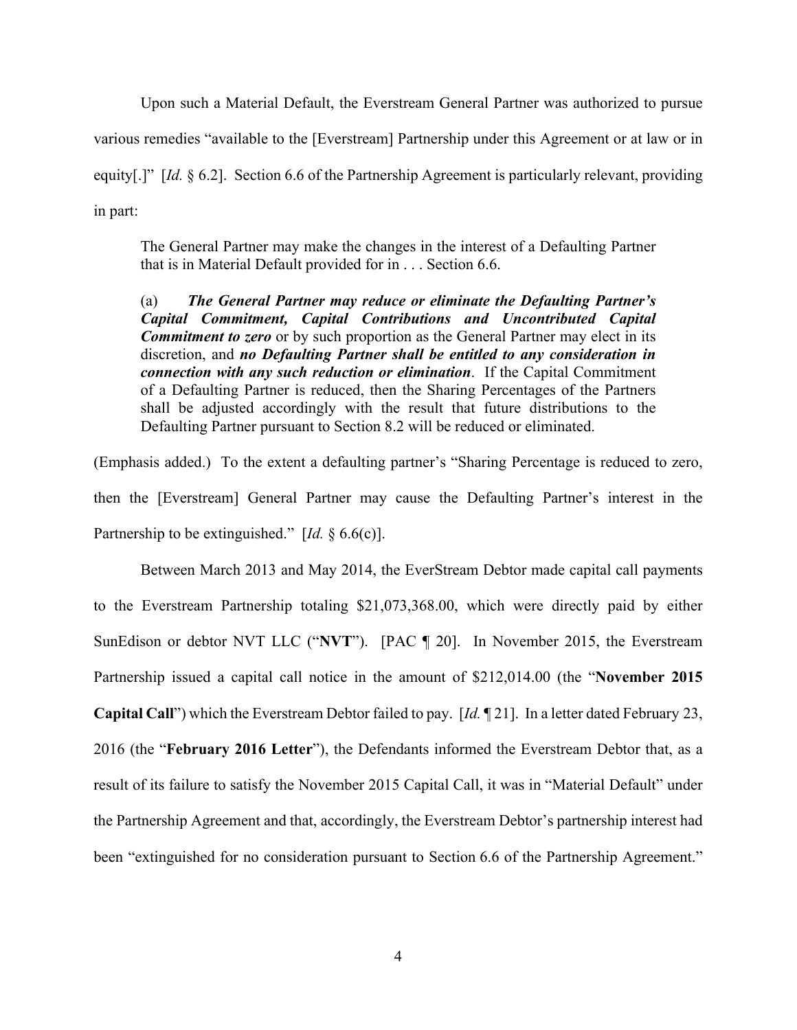Upon such a Material Default, the Everstream General Partner was authorized to pursue various remedies "available to the [Everstream] Partnership under this Agreement or at law or in equity[.]" [*Id.* § 6.2]. Section 6.6 of the Partnership Agreement is particularly relevant, providing in part:

> The General Partner may make the changes in the interest of a Defaulting Partner that is in Material Default provided for in . . . Section 6.6.
>
> (a) ***The General Partner may reduce or eliminate the Defaulting Partner's Capital Commitment, Capital Contributions and Uncontributed Capital Commitment to zero*** or by such proportion as the General Partner may elect in its discretion, and ***no Defaulting Partner shall be entitled to any consideration in connection with any such reduction or elimination***. If the Capital Commitment of a Defaulting Partner is reduced, then the Sharing Percentages of the Partners shall be adjusted accordingly with the result that future distributions to the Defaulting Partner pursuant to Section 8.2 will be reduced or eliminated.

(Emphasis added.) To the extent a defaulting partner's "Sharing Percentage is reduced to zero, then the [Everstream] General Partner may cause the Defaulting Partner's interest in the Partnership to be extinguished." [*Id.* § 6.6(c)].

Between March 2013 and May 2014, the EverStream Debtor made capital call payments to the Everstream Partnership totaling $21,073,368.00, which were directly paid by either SunEdison or debtor NVT LLC ("**NVT**"). [PAC ¶ 20]. In November 2015, the Everstream Partnership issued a capital call notice in the amount of $212,014.00 (the "**November 2015 Capital Call**") which the Everstream Debtor failed to pay. [*Id.* ¶ 21]. In a letter dated February 23, 2016 (the "**February 2016 Letter**"), the Defendants informed the Everstream Debtor that, as a result of its failure to satisfy the November 2015 Capital Call, it was in "Material Default" under the Partnership Agreement and that, accordingly, the Everstream Debtor's partnership interest had been "extinguished for no consideration pursuant to Section 6.6 of the Partnership Agreement."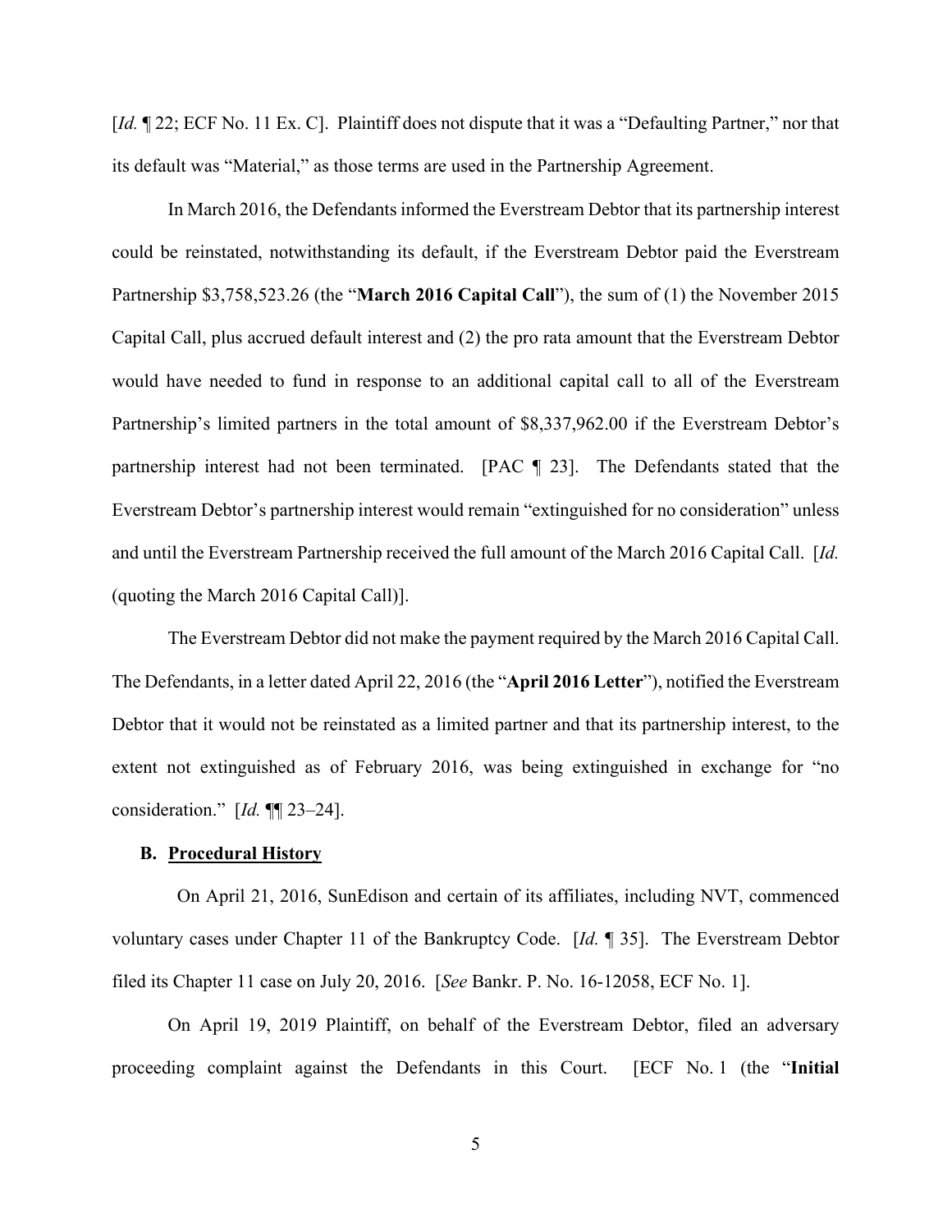[*Id.* ¶ 22; ECF No. 11 Ex. C]. Plaintiff does not dispute that it was a "Defaulting Partner," nor that its default was "Material," as those terms are used in the Partnership Agreement.

In March 2016, the Defendants informed the Everstream Debtor that its partnership interest could be reinstated, notwithstanding its default, if the Everstream Debtor paid the Everstream Partnership $3,758,523.26 (the "**March 2016 Capital Call**"), the sum of (1) the November 2015 Capital Call, plus accrued default interest and (2) the pro rata amount that the Everstream Debtor would have needed to fund in response to an additional capital call to all of the Everstream Partnership's limited partners in the total amount of $8,337,962.00 if the Everstream Debtor's partnership interest had not been terminated. [PAC ¶ 23]. The Defendants stated that the Everstream Debtor's partnership interest would remain "extinguished for no consideration" unless and until the Everstream Partnership received the full amount of the March 2016 Capital Call. [*Id.* (quoting the March 2016 Capital Call)].

The Everstream Debtor did not make the payment required by the March 2016 Capital Call. The Defendants, in a letter dated April 22, 2016 (the "**April 2016 Letter**"), notified the Everstream Debtor that it would not be reinstated as a limited partner and that its partnership interest, to the extent not extinguished as of February 2016, was being extinguished in exchange for "no consideration." [*Id.* ¶¶ 23–24].

### B. Procedural History

On April 21, 2016, SunEdison and certain of its affiliates, including NVT, commenced voluntary cases under Chapter 11 of the Bankruptcy Code. [*Id.* ¶ 35]. The Everstream Debtor filed its Chapter 11 case on July 20, 2016. [*See* Bankr. P. No. 16-12058, ECF No. 1].

On April 19, 2019 Plaintiff, on behalf of the Everstream Debtor, filed an adversary proceeding complaint against the Defendants in this Court. [ECF No. 1 (the "**Initial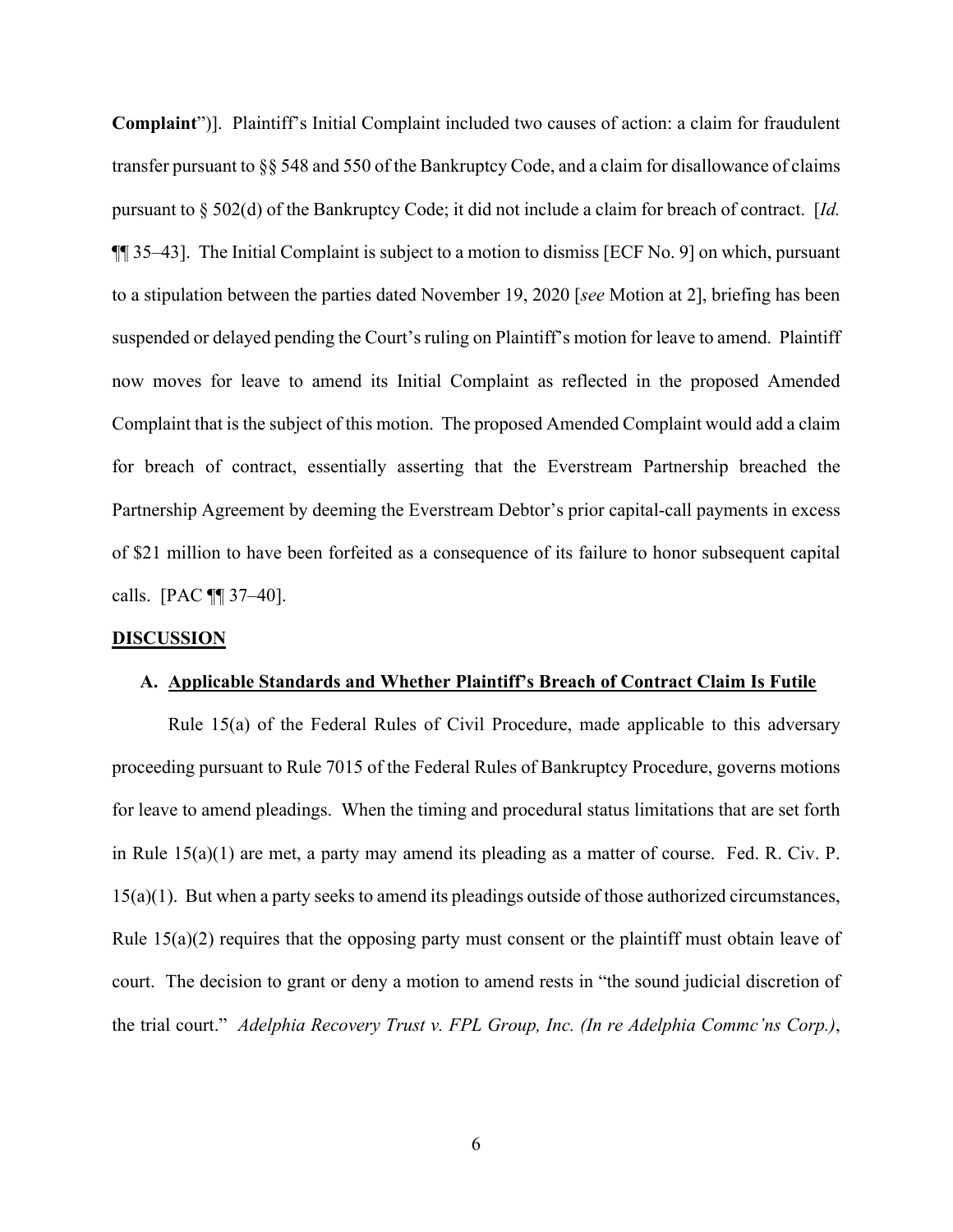**Complaint**")]. Plaintiff's Initial Complaint included two causes of action: a claim for fraudulent transfer pursuant to §§ 548 and 550 of the Bankruptcy Code, and a claim for disallowance of claims pursuant to § 502(d) of the Bankruptcy Code; it did not include a claim for breach of contract. [*Id.* ¶¶ 35–43]. The Initial Complaint is subject to a motion to dismiss [ECF No. 9] on which, pursuant to a stipulation between the parties dated November 19, 2020 [*see* Motion at 2], briefing has been suspended or delayed pending the Court's ruling on Plaintiff's motion for leave to amend. Plaintiff now moves for leave to amend its Initial Complaint as reflected in the proposed Amended Complaint that is the subject of this motion. The proposed Amended Complaint would add a claim for breach of contract, essentially asserting that the Everstream Partnership breached the Partnership Agreement by deeming the Everstream Debtor's prior capital-call payments in excess of $21 million to have been forfeited as a consequence of its failure to honor subsequent capital calls. [PAC ¶¶ 37–40].

## DISCUSSION

### A. Applicable Standards and Whether Plaintiff's Breach of Contract Claim Is Futile

Rule 15(a) of the Federal Rules of Civil Procedure, made applicable to this adversary proceeding pursuant to Rule 7015 of the Federal Rules of Bankruptcy Procedure, governs motions for leave to amend pleadings. When the timing and procedural status limitations that are set forth in Rule 15(a)(1) are met, a party may amend its pleading as a matter of course. Fed. R. Civ. P. 15(a)(1). But when a party seeks to amend its pleadings outside of those authorized circumstances, Rule 15(a)(2) requires that the opposing party must consent or the plaintiff must obtain leave of court. The decision to grant or deny a motion to amend rests in "the sound judicial discretion of the trial court." *Adelphia Recovery Trust v. FPL Group, Inc. (In re Adelphia Commc'ns Corp.)*,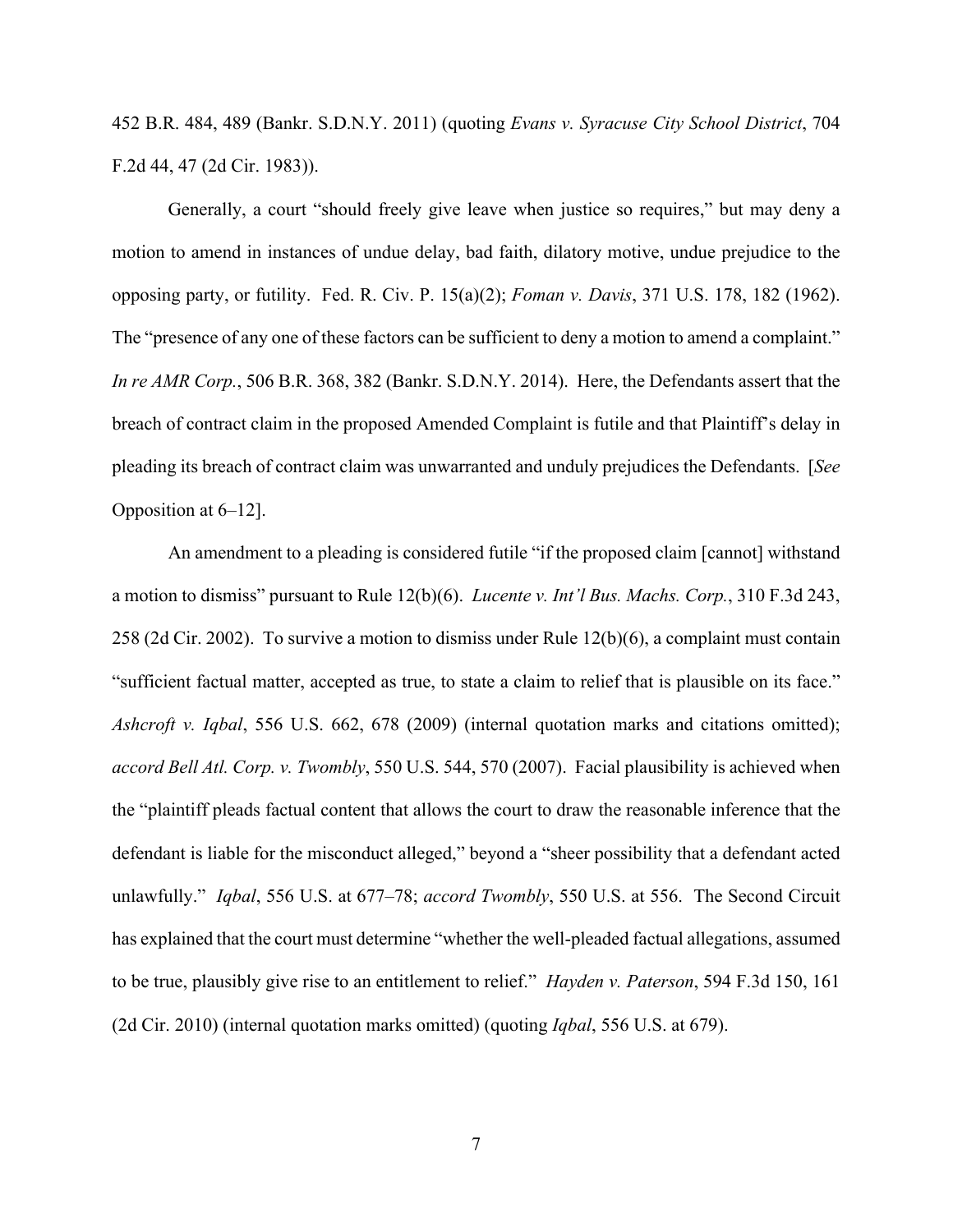452 B.R. 484, 489 (Bankr. S.D.N.Y. 2011) (quoting *Evans v. Syracuse City School District*, 704 F.2d 44, 47 (2d Cir. 1983)).

Generally, a court "should freely give leave when justice so requires," but may deny a motion to amend in instances of undue delay, bad faith, dilatory motive, undue prejudice to the opposing party, or futility. Fed. R. Civ. P. 15(a)(2); *Foman v. Davis*, 371 U.S. 178, 182 (1962). The "presence of any one of these factors can be sufficient to deny a motion to amend a complaint." *In re AMR Corp.*, 506 B.R. 368, 382 (Bankr. S.D.N.Y. 2014). Here, the Defendants assert that the breach of contract claim in the proposed Amended Complaint is futile and that Plaintiff's delay in pleading its breach of contract claim was unwarranted and unduly prejudices the Defendants. [*See* Opposition at 6–12].

An amendment to a pleading is considered futile "if the proposed claim [cannot] withstand a motion to dismiss" pursuant to Rule 12(b)(6). *Lucente v. Int'l Bus. Machs. Corp.*, 310 F.3d 243, 258 (2d Cir. 2002). To survive a motion to dismiss under Rule 12(b)(6), a complaint must contain "sufficient factual matter, accepted as true, to state a claim to relief that is plausible on its face." *Ashcroft v. Iqbal*, 556 U.S. 662, 678 (2009) (internal quotation marks and citations omitted); *accord Bell Atl. Corp. v. Twombly*, 550 U.S. 544, 570 (2007). Facial plausibility is achieved when the "plaintiff pleads factual content that allows the court to draw the reasonable inference that the defendant is liable for the misconduct alleged," beyond a "sheer possibility that a defendant acted unlawfully." *Iqbal*, 556 U.S. at 677–78; *accord Twombly*, 550 U.S. at 556. The Second Circuit has explained that the court must determine "whether the well-pleaded factual allegations, assumed to be true, plausibly give rise to an entitlement to relief." *Hayden v. Paterson*, 594 F.3d 150, 161 (2d Cir. 2010) (internal quotation marks omitted) (quoting *Iqbal*, 556 U.S. at 679).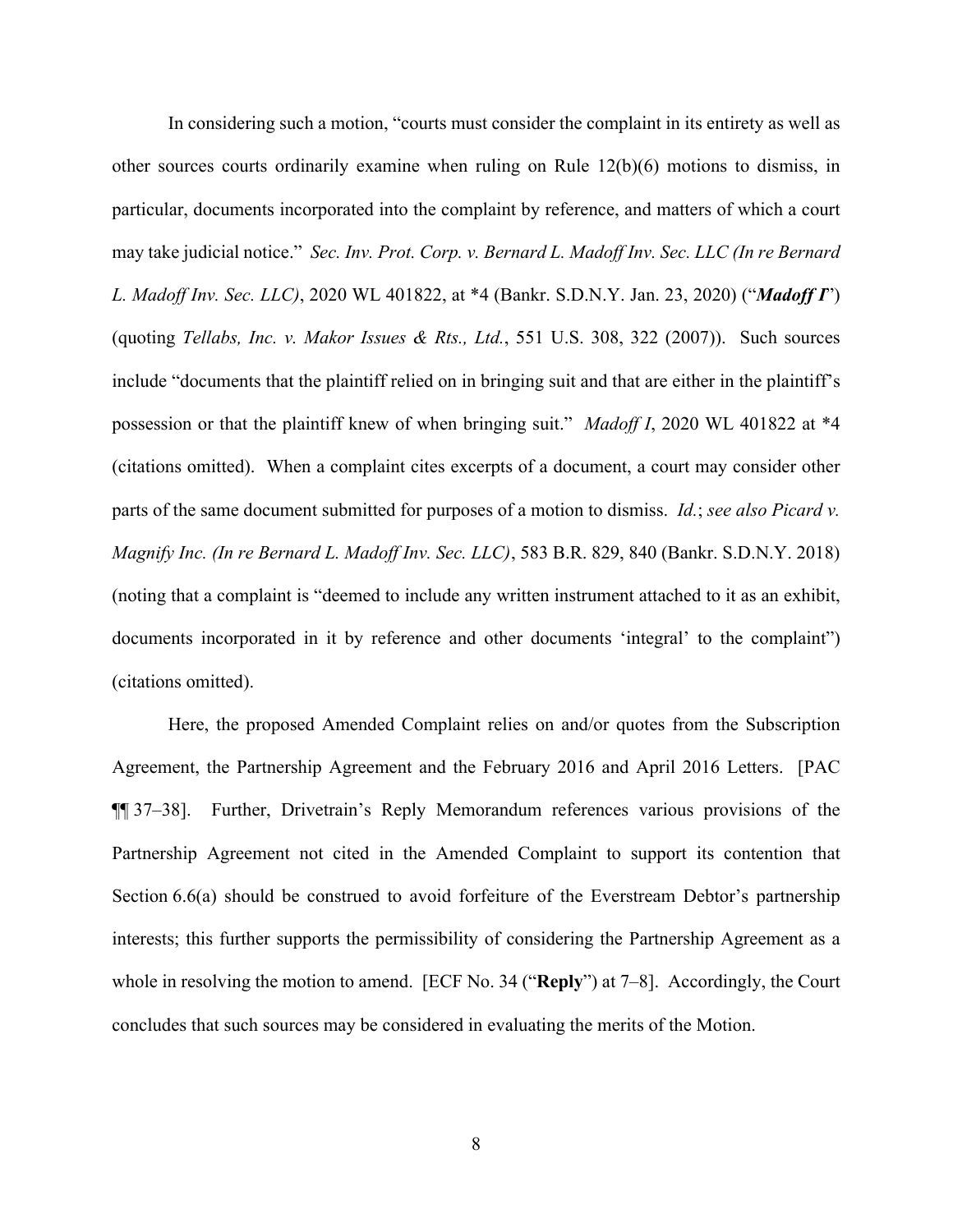In considering such a motion, "courts must consider the complaint in its entirety as well as other sources courts ordinarily examine when ruling on Rule 12(b)(6) motions to dismiss, in particular, documents incorporated into the complaint by reference, and matters of which a court may take judicial notice." *Sec. Inv. Prot. Corp. v. Bernard L. Madoff Inv. Sec. LLC (In re Bernard L. Madoff Inv. Sec. LLC)*, 2020 WL 401822, at *4 (Bankr. S.D.N.Y. Jan. 23, 2020) ("***Madoff I***") (quoting *Tellabs, Inc. v. Makor Issues & Rts., Ltd.*, 551 U.S. 308, 322 (2007)). Such sources include "documents that the plaintiff relied on in bringing suit and that are either in the plaintiff's possession or that the plaintiff knew of when bringing suit." *Madoff I*, 2020 WL 401822 at *4 (citations omitted). When a complaint cites excerpts of a document, a court may consider other parts of the same document submitted for purposes of a motion to dismiss. *Id.*; *see also Picard v. Magnify Inc. (In re Bernard L. Madoff Inv. Sec. LLC)*, 583 B.R. 829, 840 (Bankr. S.D.N.Y. 2018) (noting that a complaint is "deemed to include any written instrument attached to it as an exhibit, documents incorporated in it by reference and other documents 'integral' to the complaint") (citations omitted).

Here, the proposed Amended Complaint relies on and/or quotes from the Subscription Agreement, the Partnership Agreement and the February 2016 and April 2016 Letters. [PAC ¶¶ 37–38]. Further, Drivetrain's Reply Memorandum references various provisions of the Partnership Agreement not cited in the Amended Complaint to support its contention that Section 6.6(a) should be construed to avoid forfeiture of the Everstream Debtor's partnership interests; this further supports the permissibility of considering the Partnership Agreement as a whole in resolving the motion to amend. [ECF No. 34 ("**Reply**") at 7–8]. Accordingly, the Court concludes that such sources may be considered in evaluating the merits of the Motion.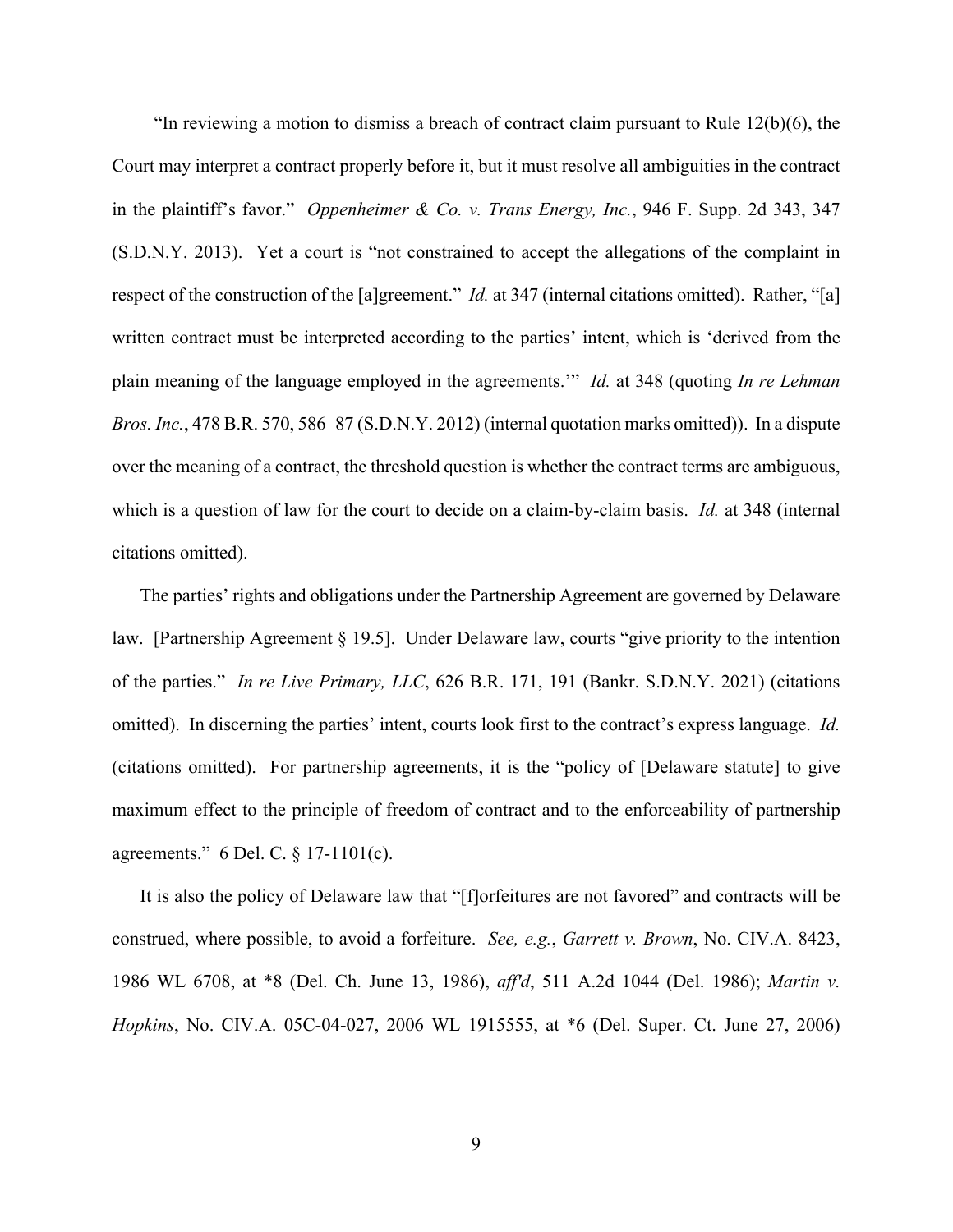"In reviewing a motion to dismiss a breach of contract claim pursuant to Rule 12(b)(6), the Court may interpret a contract properly before it, but it must resolve all ambiguities in the contract in the plaintiff's favor." *Oppenheimer & Co. v. Trans Energy, Inc.*, 946 F. Supp. 2d 343, 347 (S.D.N.Y. 2013). Yet a court is "not constrained to accept the allegations of the complaint in respect of the construction of the [a]greement." *Id.* at 347 (internal citations omitted). Rather, "[a] written contract must be interpreted according to the parties' intent, which is 'derived from the plain meaning of the language employed in the agreements.'" *Id.* at 348 (quoting *In re Lehman Bros. Inc.*, 478 B.R. 570, 586–87 (S.D.N.Y. 2012) (internal quotation marks omitted)). In a dispute over the meaning of a contract, the threshold question is whether the contract terms are ambiguous, which is a question of law for the court to decide on a claim-by-claim basis. *Id.* at 348 (internal citations omitted).

The parties' rights and obligations under the Partnership Agreement are governed by Delaware law. [Partnership Agreement § 19.5]. Under Delaware law, courts "give priority to the intention of the parties." *In re Live Primary, LLC*, 626 B.R. 171, 191 (Bankr. S.D.N.Y. 2021) (citations omitted). In discerning the parties' intent, courts look first to the contract's express language. *Id.* (citations omitted). For partnership agreements, it is the "policy of [Delaware statute] to give maximum effect to the principle of freedom of contract and to the enforceability of partnership agreements." 6 Del. C. § 17-1101(c).

It is also the policy of Delaware law that "[f]orfeitures are not favored" and contracts will be construed, where possible, to avoid a forfeiture. *See, e.g.*, *Garrett v. Brown*, No. CIV.A. 8423, 1986 WL 6708, at *8 (Del. Ch. June 13, 1986), *aff'd*, 511 A.2d 1044 (Del. 1986); *Martin v. Hopkins*, No. CIV.A. 05C-04-027, 2006 WL 1915555, at *6 (Del. Super. Ct. June 27, 2006)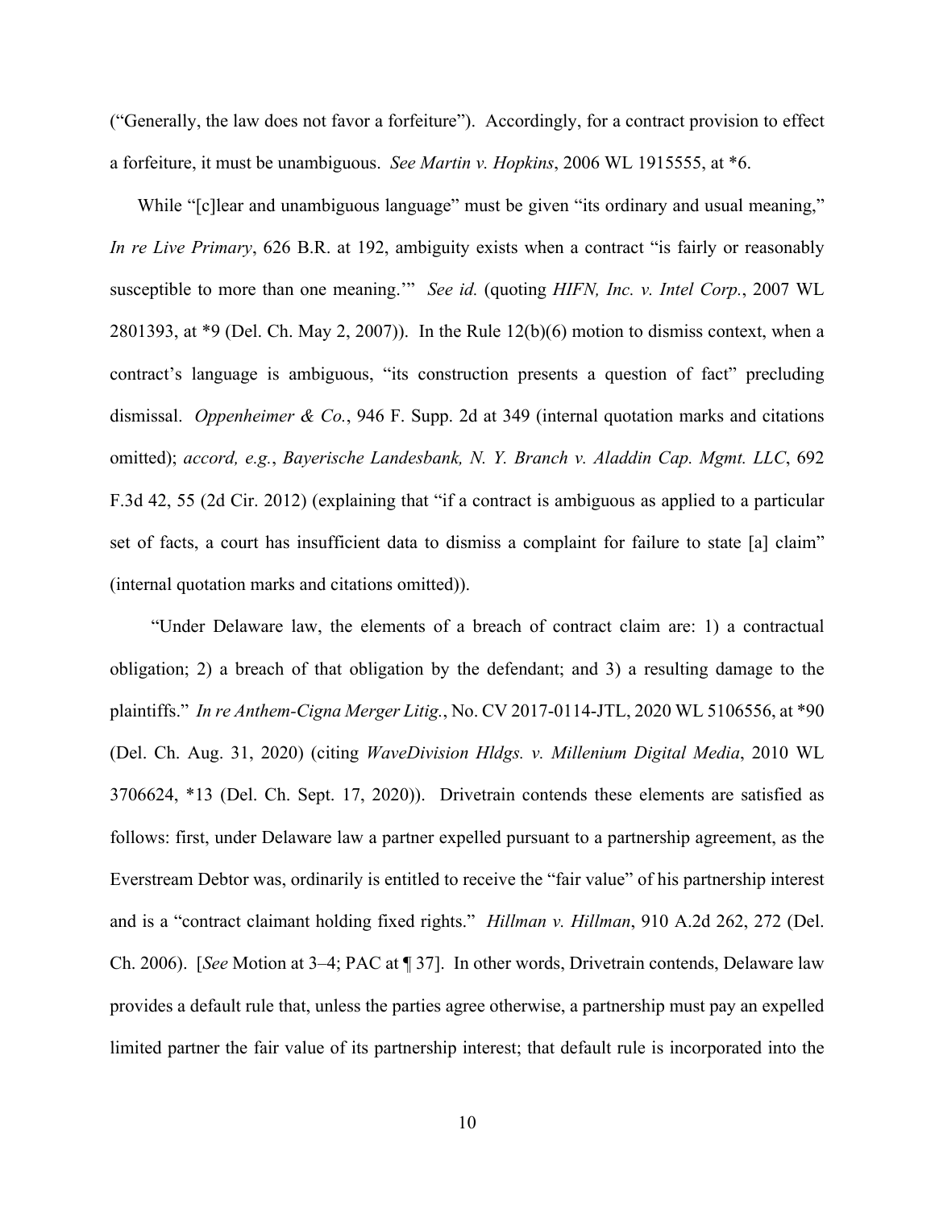("Generally, the law does not favor a forfeiture"). Accordingly, for a contract provision to effect a forfeiture, it must be unambiguous. *See Martin v. Hopkins*, 2006 WL 1915555, at *6.

While "[c]lear and unambiguous language" must be given "its ordinary and usual meaning," *In re Live Primary*, 626 B.R. at 192, ambiguity exists when a contract "is fairly or reasonably susceptible to more than one meaning.'" *See id.* (quoting *HIFN, Inc. v. Intel Corp.*, 2007 WL 2801393, at *9 (Del. Ch. May 2, 2007)). In the Rule 12(b)(6) motion to dismiss context, when a contract's language is ambiguous, "its construction presents a question of fact" precluding dismissal. *Oppenheimer & Co.*, 946 F. Supp. 2d at 349 (internal quotation marks and citations omitted); *accord, e.g.*, *Bayerische Landesbank, N. Y. Branch v. Aladdin Cap. Mgmt. LLC*, 692 F.3d 42, 55 (2d Cir. 2012) (explaining that "if a contract is ambiguous as applied to a particular set of facts, a court has insufficient data to dismiss a complaint for failure to state [a] claim" (internal quotation marks and citations omitted)).

"Under Delaware law, the elements of a breach of contract claim are: 1) a contractual obligation; 2) a breach of that obligation by the defendant; and 3) a resulting damage to the plaintiffs." *In re Anthem-Cigna Merger Litig.*, No. CV 2017-0114-JTL, 2020 WL 5106556, at *90 (Del. Ch. Aug. 31, 2020) (citing *WaveDivision Hldgs. v. Millenium Digital Media*, 2010 WL 3706624, *13 (Del. Ch. Sept. 17, 2020)). Drivetrain contends these elements are satisfied as follows: first, under Delaware law a partner expelled pursuant to a partnership agreement, as the Everstream Debtor was, ordinarily is entitled to receive the "fair value" of his partnership interest and is a "contract claimant holding fixed rights." *Hillman v. Hillman*, 910 A.2d 262, 272 (Del. Ch. 2006). [*See* Motion at 3–4; PAC at ¶ 37]. In other words, Drivetrain contends, Delaware law provides a default rule that, unless the parties agree otherwise, a partnership must pay an expelled limited partner the fair value of its partnership interest; that default rule is incorporated into the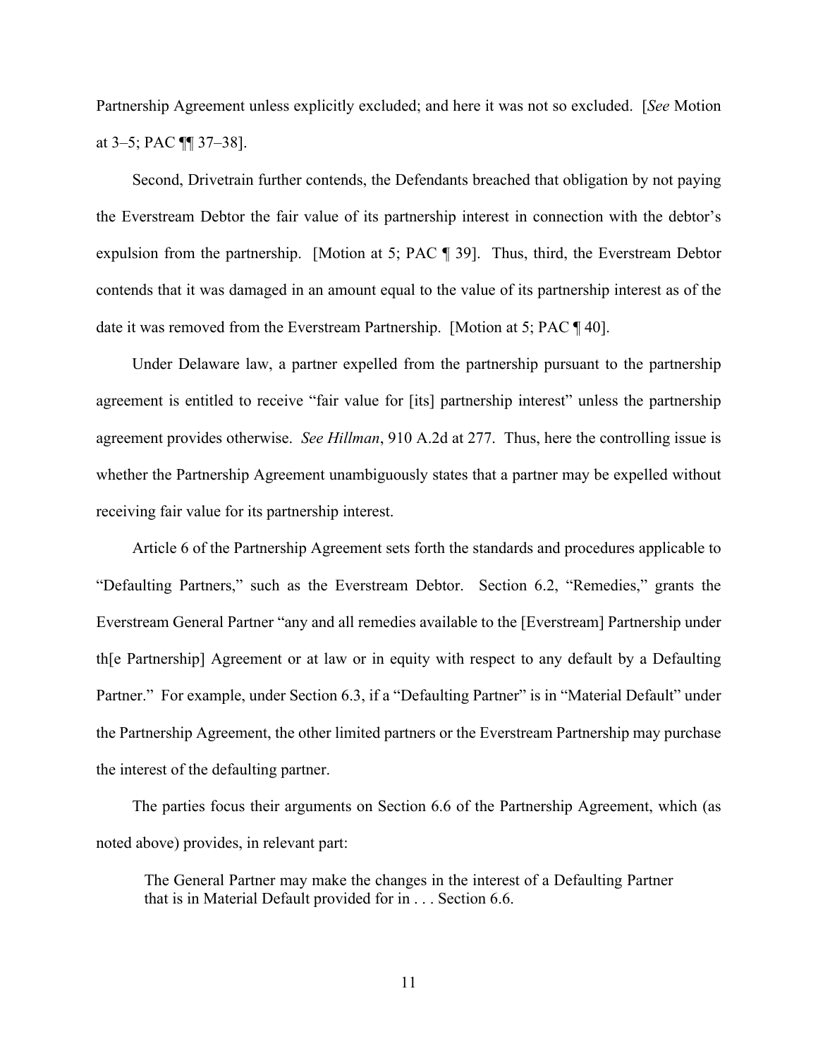Partnership Agreement unless explicitly excluded; and here it was not so excluded. [*See* Motion at 3–5; PAC ¶¶ 37–38].

Second, Drivetrain further contends, the Defendants breached that obligation by not paying the Everstream Debtor the fair value of its partnership interest in connection with the debtor's expulsion from the partnership. [Motion at 5; PAC ¶ 39]. Thus, third, the Everstream Debtor contends that it was damaged in an amount equal to the value of its partnership interest as of the date it was removed from the Everstream Partnership. [Motion at 5; PAC ¶ 40].

Under Delaware law, a partner expelled from the partnership pursuant to the partnership agreement is entitled to receive "fair value for [its] partnership interest" unless the partnership agreement provides otherwise. *See Hillman*, 910 A.2d at 277. Thus, here the controlling issue is whether the Partnership Agreement unambiguously states that a partner may be expelled without receiving fair value for its partnership interest.

Article 6 of the Partnership Agreement sets forth the standards and procedures applicable to "Defaulting Partners," such as the Everstream Debtor. Section 6.2, "Remedies," grants the Everstream General Partner "any and all remedies available to the [Everstream] Partnership under th[e Partnership] Agreement or at law or in equity with respect to any default by a Defaulting Partner." For example, under Section 6.3, if a "Defaulting Partner" is in "Material Default" under the Partnership Agreement, the other limited partners or the Everstream Partnership may purchase the interest of the defaulting partner.

The parties focus their arguments on Section 6.6 of the Partnership Agreement, which (as noted above) provides, in relevant part:

> The General Partner may make the changes in the interest of a Defaulting Partner that is in Material Default provided for in . . . Section 6.6.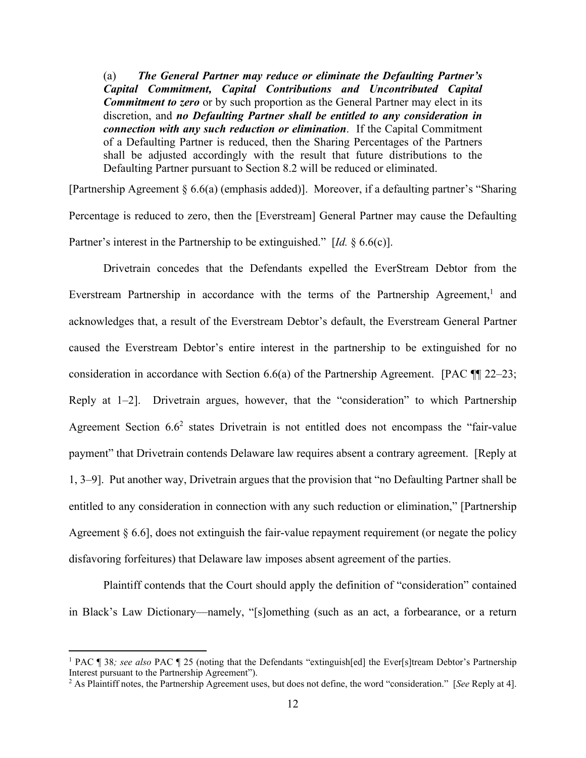> (a) ***The General Partner may reduce or eliminate the Defaulting Partner's Capital Commitment, Capital Contributions and Uncontributed Capital Commitment to zero*** or by such proportion as the General Partner may elect in its discretion, and ***no Defaulting Partner shall be entitled to any consideration in connection with any such reduction or elimination***. If the Capital Commitment of a Defaulting Partner is reduced, then the Sharing Percentages of the Partners shall be adjusted accordingly with the result that future distributions to the Defaulting Partner pursuant to Section 8.2 will be reduced or eliminated.

[Partnership Agreement § 6.6(a) (emphasis added)]. Moreover, if a defaulting partner's "Sharing Percentage is reduced to zero, then the [Everstream] General Partner may cause the Defaulting Partner's interest in the Partnership to be extinguished." [*Id.* § 6.6(c)].

Drivetrain concedes that the Defendants expelled the EverStream Debtor from the Everstream Partnership in accordance with the terms of the Partnership Agreement,[1] and acknowledges that, a result of the Everstream Debtor's default, the Everstream General Partner caused the Everstream Debtor's entire interest in the partnership to be extinguished for no consideration in accordance with Section 6.6(a) of the Partnership Agreement. [PAC ¶¶ 22–23; Reply at 1–2]. Drivetrain argues, however, that the "consideration" to which Partnership Agreement Section 6.6[2] states Drivetrain is not entitled does not encompass the "fair-value payment" that Drivetrain contends Delaware law requires absent a contrary agreement. [Reply at 1, 3–9]. Put another way, Drivetrain argues that the provision that "no Defaulting Partner shall be entitled to any consideration in connection with any such reduction or elimination," [Partnership Agreement § 6.6], does not extinguish the fair-value repayment requirement (or negate the policy disfavoring forfeitures) that Delaware law imposes absent agreement of the parties.

Plaintiff contends that the Court should apply the definition of "consideration" contained in Black's Law Dictionary—namely, "[s]omething (such as an act, a forbearance, or a return

---

[1] PAC ¶ 38*; see also* PAC ¶ 25 (noting that the Defendants "extinguish[ed] the Ever[s]tream Debtor's Partnership Interest pursuant to the Partnership Agreement").

[2] As Plaintiff notes, the Partnership Agreement uses, but does not define, the word "consideration." [*See* Reply at 4].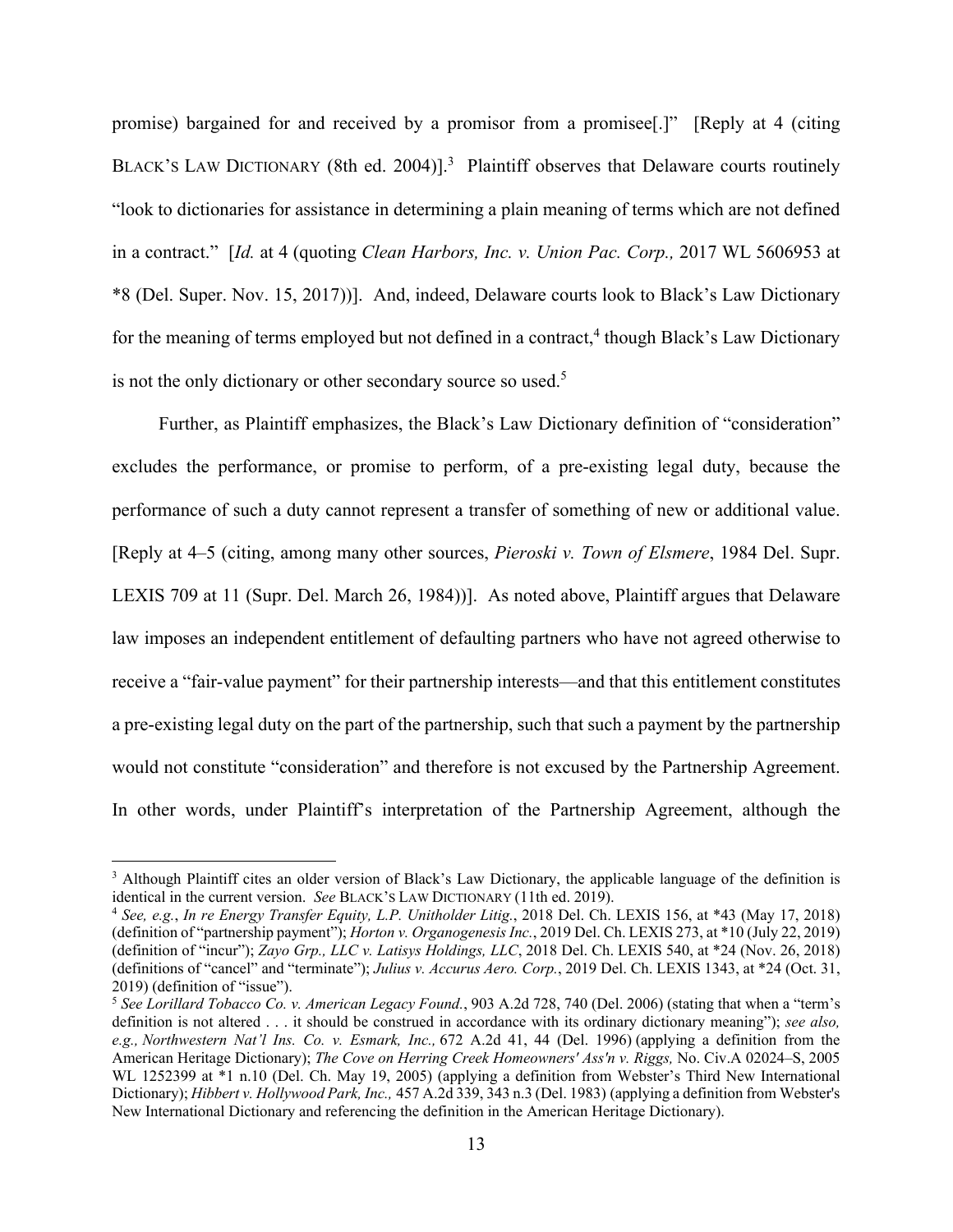promise) bargained for and received by a promisor from a promisee[.]" [Reply at 4 (citing BLACK'S LAW DICTIONARY (8th ed. 2004)].[3] Plaintiff observes that Delaware courts routinely "look to dictionaries for assistance in determining a plain meaning of terms which are not defined in a contract." [*Id.* at 4 (quoting *Clean Harbors, Inc. v. Union Pac. Corp.,* 2017 WL 5606953 at *8 (Del. Super. Nov. 15, 2017))]. And, indeed, Delaware courts look to Black's Law Dictionary for the meaning of terms employed but not defined in a contract,[4] though Black's Law Dictionary is not the only dictionary or other secondary source so used.[5]

Further, as Plaintiff emphasizes, the Black's Law Dictionary definition of "consideration" excludes the performance, or promise to perform, of a pre-existing legal duty, because the performance of such a duty cannot represent a transfer of something of new or additional value. [Reply at 4–5 (citing, among many other sources, *Pieroski v. Town of Elsmere*, 1984 Del. Supr. LEXIS 709 at 11 (Supr. Del. March 26, 1984))]. As noted above, Plaintiff argues that Delaware law imposes an independent entitlement of defaulting partners who have not agreed otherwise to receive a "fair-value payment" for their partnership interests—and that this entitlement constitutes a pre-existing legal duty on the part of the partnership, such that such a payment by the partnership would not constitute "consideration" and therefore is not excused by the Partnership Agreement. In other words, under Plaintiff's interpretation of the Partnership Agreement, although the

---

[3] Although Plaintiff cites an older version of Black's Law Dictionary, the applicable language of the definition is identical in the current version. *See* BLACK'S LAW DICTIONARY (11th ed. 2019).

[4] *See, e.g.*, *In re Energy Transfer Equity, L.P. Unitholder Litig.*, 2018 Del. Ch. LEXIS 156, at *43 (May 17, 2018) (definition of "partnership payment"); *Horton v. Organogenesis Inc.*, 2019 Del. Ch. LEXIS 273, at *10 (July 22, 2019) (definition of "incur"); *Zayo Grp., LLC v. Latisys Holdings, LLC*, 2018 Del. Ch. LEXIS 540, at *24 (Nov. 26, 2018) (definitions of "cancel" and "terminate"); *Julius v. Accurus Aero. Corp.*, 2019 Del. Ch. LEXIS 1343, at *24 (Oct. 31, 2019) (definition of "issue").

[5] *See Lorillard Tobacco Co. v. American Legacy Found.*, 903 A.2d 728, 740 (Del. 2006) (stating that when a "term's definition is not altered . . . it should be construed in accordance with its ordinary dictionary meaning"); *see also, e.g., Northwestern Nat'l Ins. Co. v. Esmark, Inc.,* 672 A.2d 41, 44 (Del. 1996) (applying a definition from the American Heritage Dictionary); *The Cove on Herring Creek Homeowners' Ass'n v. Riggs,* No. Civ.A 02024–S, 2005 WL 1252399 at *1 n.10 (Del. Ch. May 19, 2005) (applying a definition from Webster's Third New International Dictionary); *Hibbert v. Hollywood Park, Inc.,* 457 A.2d 339, 343 n.3 (Del. 1983) (applying a definition from Webster's New International Dictionary and referencing the definition in the American Heritage Dictionary).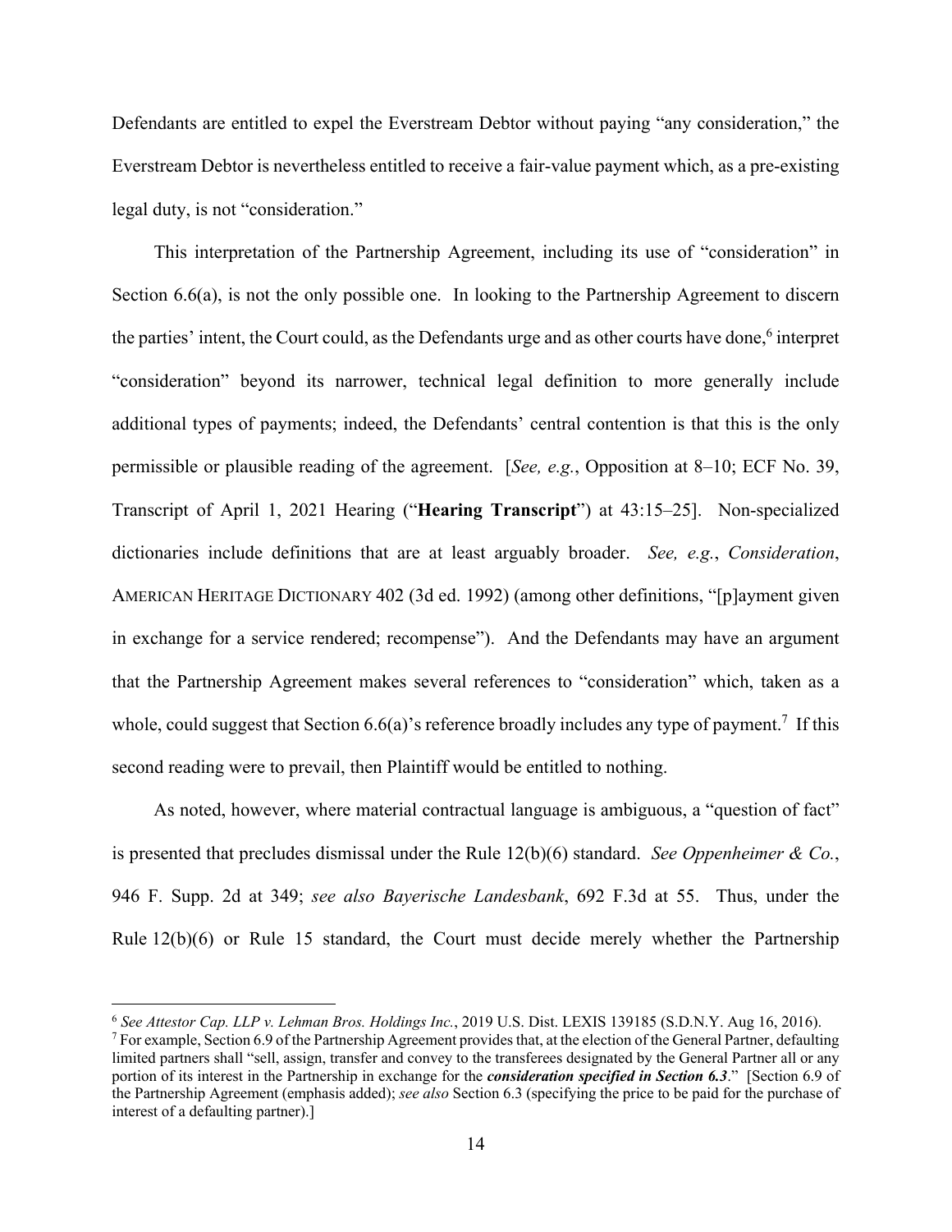Defendants are entitled to expel the Everstream Debtor without paying "any consideration," the Everstream Debtor is nevertheless entitled to receive a fair-value payment which, as a pre-existing legal duty, is not "consideration."

This interpretation of the Partnership Agreement, including its use of "consideration" in Section 6.6(a), is not the only possible one. In looking to the Partnership Agreement to discern the parties' intent, the Court could, as the Defendants urge and as other courts have done,[6] interpret "consideration" beyond its narrower, technical legal definition to more generally include additional types of payments; indeed, the Defendants' central contention is that this is the only permissible or plausible reading of the agreement. [*See, e.g.*, Opposition at 8–10; ECF No. 39, Transcript of April 1, 2021 Hearing ("**Hearing Transcript**") at 43:15–25]. Non-specialized dictionaries include definitions that are at least arguably broader. *See, e.g.*, *Consideration*, AMERICAN HERITAGE DICTIONARY 402 (3d ed. 1992) (among other definitions, "[p]ayment given in exchange for a service rendered; recompense"). And the Defendants may have an argument that the Partnership Agreement makes several references to "consideration" which, taken as a whole, could suggest that Section 6.6(a)'s reference broadly includes any type of payment.[7] If this second reading were to prevail, then Plaintiff would be entitled to nothing.

As noted, however, where material contractual language is ambiguous, a "question of fact" is presented that precludes dismissal under the Rule 12(b)(6) standard. *See Oppenheimer & Co.*, 946 F. Supp. 2d at 349; *see also Bayerische Landesbank*, 692 F.3d at 55. Thus, under the Rule 12(b)(6) or Rule 15 standard, the Court must decide merely whether the Partnership

---

[6] *See Attestor Cap. LLP v. Lehman Bros. Holdings Inc.*, 2019 U.S. Dist. LEXIS 139185 (S.D.N.Y. Aug 16, 2016).

[7] For example, Section 6.9 of the Partnership Agreement provides that, at the election of the General Partner, defaulting limited partners shall "sell, assign, transfer and convey to the transferees designated by the General Partner all or any portion of its interest in the Partnership in exchange for the ***consideration specified in Section 6.3***." [Section 6.9 of the Partnership Agreement (emphasis added); *see also* Section 6.3 (specifying the price to be paid for the purchase of interest of a defaulting partner).]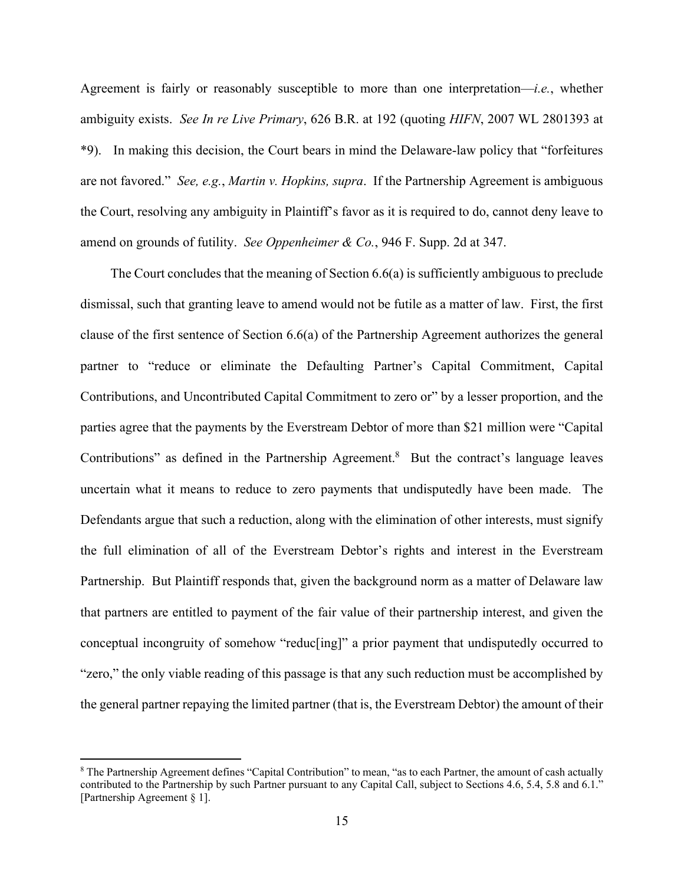Agreement is fairly or reasonably susceptible to more than one interpretation—*i.e.*, whether ambiguity exists. *See In re Live Primary*, 626 B.R. at 192 (quoting *HIFN*, 2007 WL 2801393 at *9). In making this decision, the Court bears in mind the Delaware-law policy that "forfeitures are not favored." *See, e.g.*, *Martin v. Hopkins, supra*. If the Partnership Agreement is ambiguous the Court, resolving any ambiguity in Plaintiff's favor as it is required to do, cannot deny leave to amend on grounds of futility. *See Oppenheimer & Co.*, 946 F. Supp. 2d at 347.

The Court concludes that the meaning of Section 6.6(a) is sufficiently ambiguous to preclude dismissal, such that granting leave to amend would not be futile as a matter of law. First, the first clause of the first sentence of Section 6.6(a) of the Partnership Agreement authorizes the general partner to "reduce or eliminate the Defaulting Partner's Capital Commitment, Capital Contributions, and Uncontributed Capital Commitment to zero or" by a lesser proportion, and the parties agree that the payments by the Everstream Debtor of more than $21 million were "Capital Contributions" as defined in the Partnership Agreement.[8] But the contract's language leaves uncertain what it means to reduce to zero payments that undisputedly have been made. The Defendants argue that such a reduction, along with the elimination of other interests, must signify the full elimination of all of the Everstream Debtor's rights and interest in the Everstream Partnership. But Plaintiff responds that, given the background norm as a matter of Delaware law that partners are entitled to payment of the fair value of their partnership interest, and given the conceptual incongruity of somehow "reduc[ing]" a prior payment that undisputedly occurred to "zero," the only viable reading of this passage is that any such reduction must be accomplished by the general partner repaying the limited partner (that is, the Everstream Debtor) the amount of their

[8] The Partnership Agreement defines "Capital Contribution" to mean, "as to each Partner, the amount of cash actually contributed to the Partnership by such Partner pursuant to any Capital Call, subject to Sections 4.6, 5.4, 5.8 and 6.1." [Partnership Agreement § 1].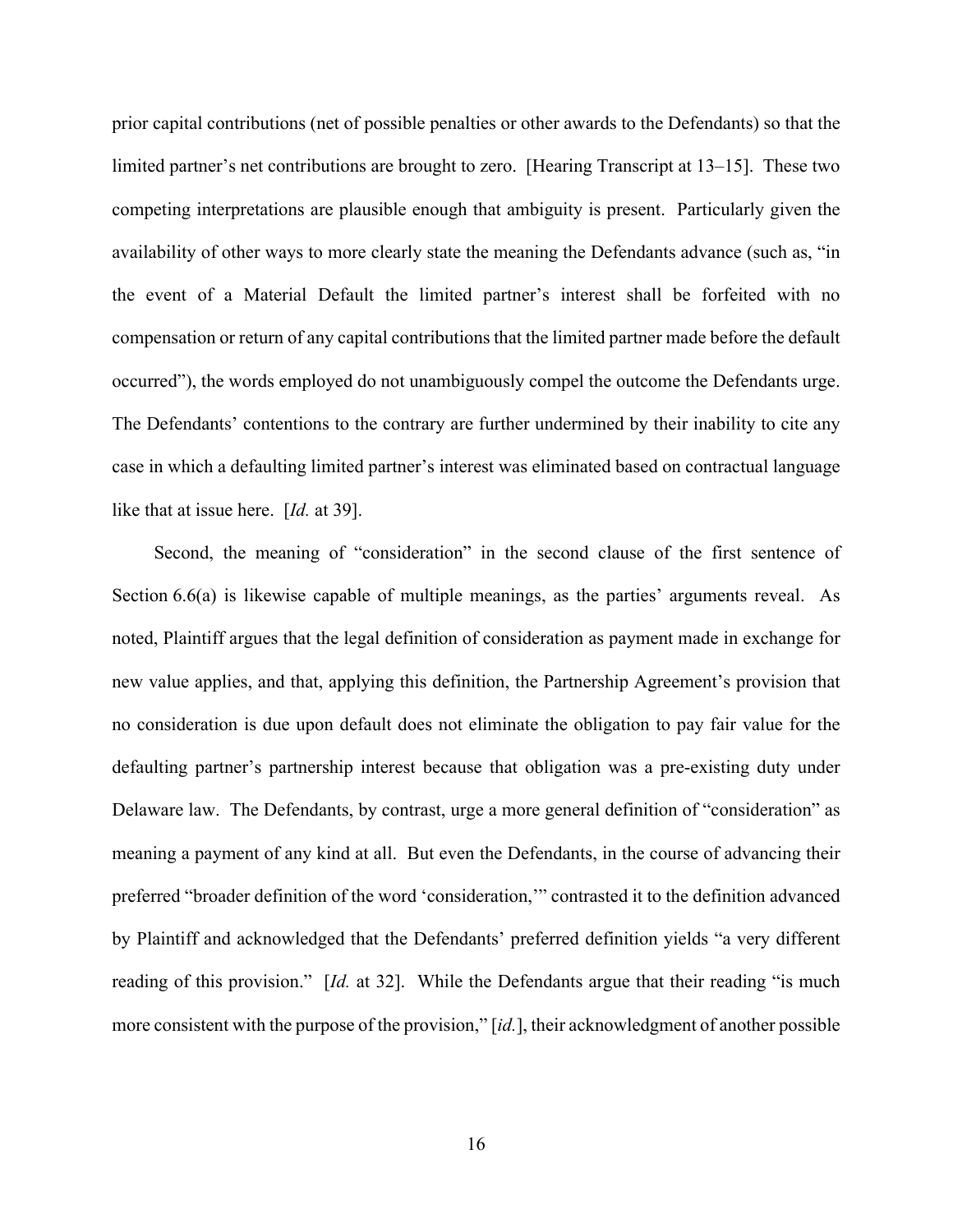prior capital contributions (net of possible penalties or other awards to the Defendants) so that the limited partner's net contributions are brought to zero. [Hearing Transcript at 13–15]. These two competing interpretations are plausible enough that ambiguity is present. Particularly given the availability of other ways to more clearly state the meaning the Defendants advance (such as, "in the event of a Material Default the limited partner's interest shall be forfeited with no compensation or return of any capital contributions that the limited partner made before the default occurred"), the words employed do not unambiguously compel the outcome the Defendants urge. The Defendants' contentions to the contrary are further undermined by their inability to cite any case in which a defaulting limited partner's interest was eliminated based on contractual language like that at issue here. [*Id.* at 39].

Second, the meaning of "consideration" in the second clause of the first sentence of Section 6.6(a) is likewise capable of multiple meanings, as the parties' arguments reveal. As noted, Plaintiff argues that the legal definition of consideration as payment made in exchange for new value applies, and that, applying this definition, the Partnership Agreement's provision that no consideration is due upon default does not eliminate the obligation to pay fair value for the defaulting partner's partnership interest because that obligation was a pre-existing duty under Delaware law. The Defendants, by contrast, urge a more general definition of "consideration" as meaning a payment of any kind at all. But even the Defendants, in the course of advancing their preferred "broader definition of the word 'consideration,'" contrasted it to the definition advanced by Plaintiff and acknowledged that the Defendants' preferred definition yields "a very different reading of this provision." [*Id.* at 32]. While the Defendants argue that their reading "is much more consistent with the purpose of the provision," [*id.*], their acknowledgment of another possible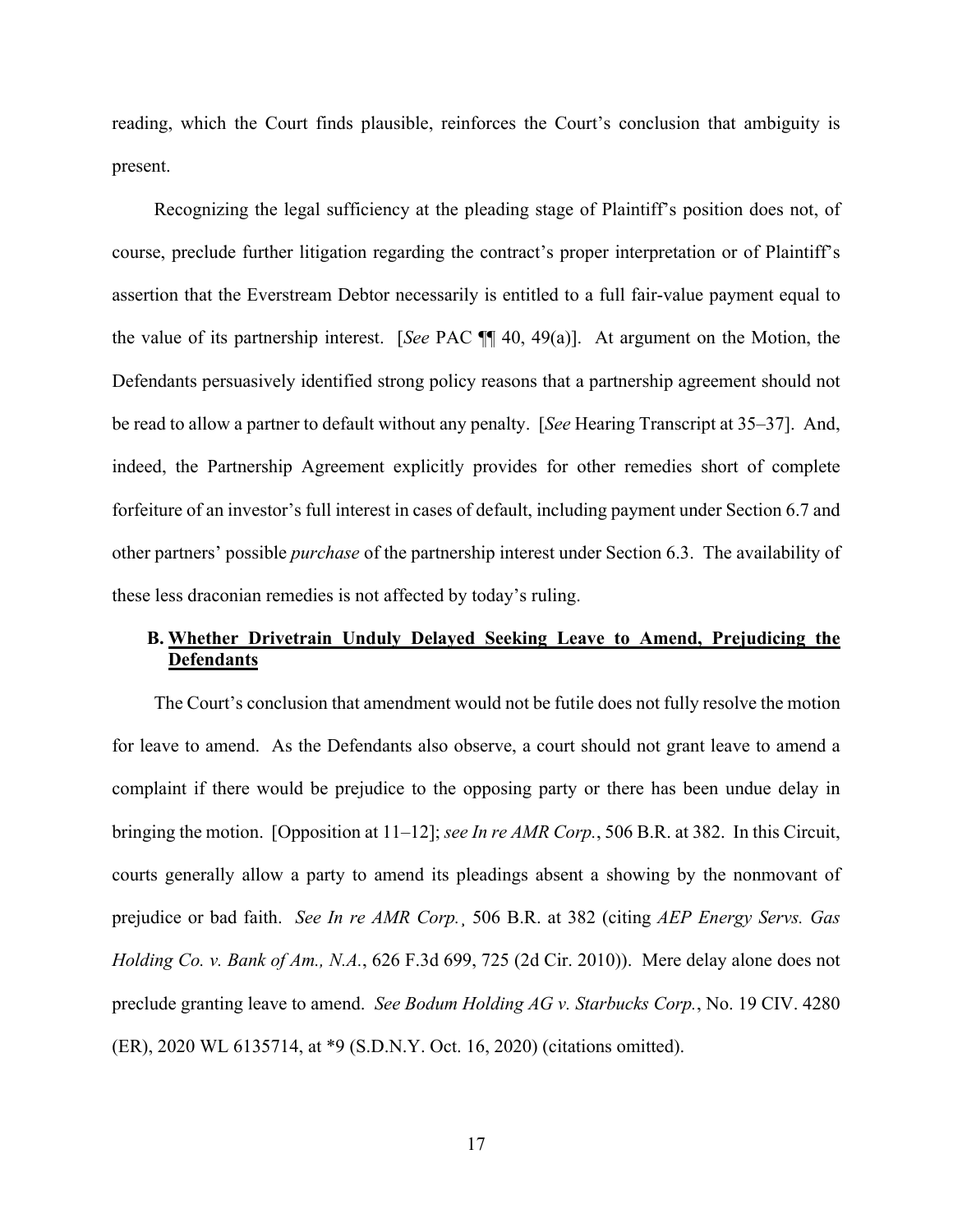reading, which the Court finds plausible, reinforces the Court's conclusion that ambiguity is present.

Recognizing the legal sufficiency at the pleading stage of Plaintiff's position does not, of course, preclude further litigation regarding the contract's proper interpretation or of Plaintiff's assertion that the Everstream Debtor necessarily is entitled to a full fair-value payment equal to the value of its partnership interest. [*See* PAC ¶¶ 40, 49(a)]. At argument on the Motion, the Defendants persuasively identified strong policy reasons that a partnership agreement should not be read to allow a partner to default without any penalty. [*See* Hearing Transcript at 35–37]. And, indeed, the Partnership Agreement explicitly provides for other remedies short of complete forfeiture of an investor's full interest in cases of default, including payment under Section 6.7 and other partners' possible *purchase* of the partnership interest under Section 6.3. The availability of these less draconian remedies is not affected by today's ruling.

### B. <u>Whether Drivetrain Unduly Delayed Seeking Leave to Amend, Prejudicing the Defendants</u>

The Court's conclusion that amendment would not be futile does not fully resolve the motion for leave to amend. As the Defendants also observe, a court should not grant leave to amend a complaint if there would be prejudice to the opposing party or there has been undue delay in bringing the motion. [Opposition at 11–12]; *see In re AMR Corp.*, 506 B.R. at 382. In this Circuit, courts generally allow a party to amend its pleadings absent a showing by the nonmovant of prejudice or bad faith. *See In re AMR Corp.*¸ 506 B.R. at 382 (citing *AEP Energy Servs. Gas Holding Co. v. Bank of Am., N.A.*, 626 F.3d 699, 725 (2d Cir. 2010)). Mere delay alone does not preclude granting leave to amend. *See Bodum Holding AG v. Starbucks Corp.*, No. 19 CIV. 4280 (ER), 2020 WL 6135714, at *9 (S.D.N.Y. Oct. 16, 2020) (citations omitted).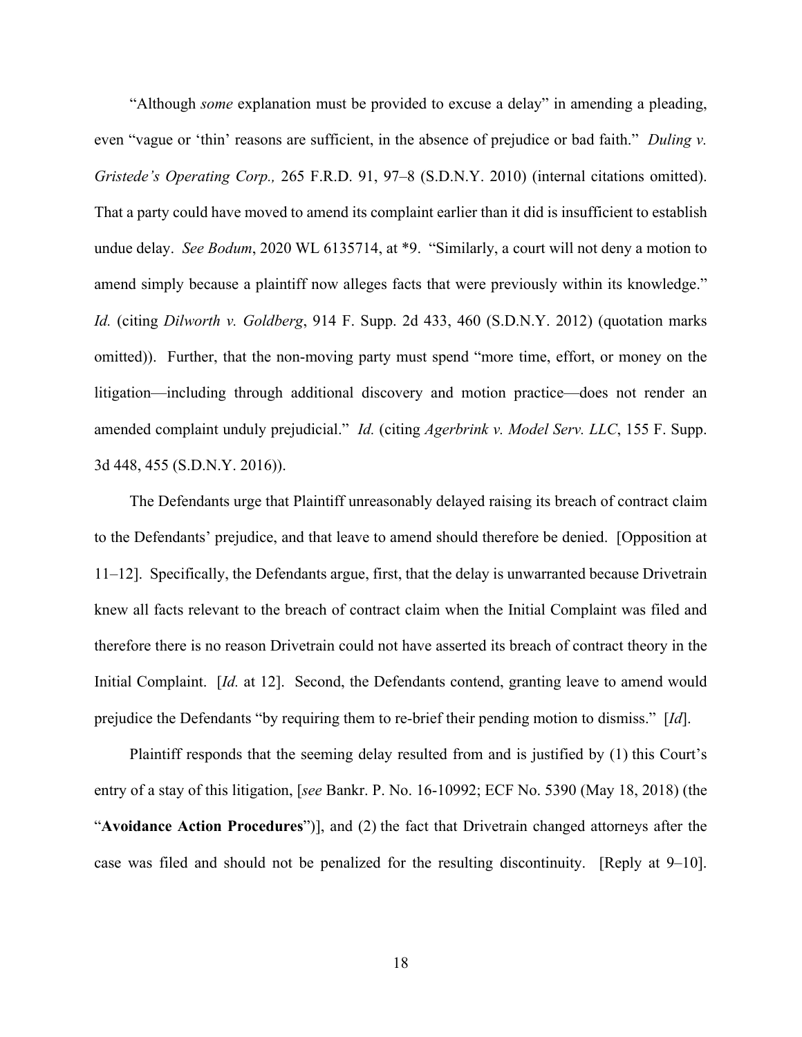"Although *some* explanation must be provided to excuse a delay" in amending a pleading, even "vague or 'thin' reasons are sufficient, in the absence of prejudice or bad faith." *Duling v. Gristede's Operating Corp.,* 265 F.R.D. 91, 97–8 (S.D.N.Y. 2010) (internal citations omitted). That a party could have moved to amend its complaint earlier than it did is insufficient to establish undue delay. *See Bodum*, 2020 WL 6135714, at *9. "Similarly, a court will not deny a motion to amend simply because a plaintiff now alleges facts that were previously within its knowledge." *Id.* (citing *Dilworth v. Goldberg*, 914 F. Supp. 2d 433, 460 (S.D.N.Y. 2012) (quotation marks omitted)). Further, that the non-moving party must spend "more time, effort, or money on the litigation—including through additional discovery and motion practice—does not render an amended complaint unduly prejudicial." *Id.* (citing *Agerbrink v. Model Serv. LLC*, 155 F. Supp. 3d 448, 455 (S.D.N.Y. 2016)).

The Defendants urge that Plaintiff unreasonably delayed raising its breach of contract claim to the Defendants' prejudice, and that leave to amend should therefore be denied. [Opposition at 11–12]. Specifically, the Defendants argue, first, that the delay is unwarranted because Drivetrain knew all facts relevant to the breach of contract claim when the Initial Complaint was filed and therefore there is no reason Drivetrain could not have asserted its breach of contract theory in the Initial Complaint. [*Id.* at 12]. Second, the Defendants contend, granting leave to amend would prejudice the Defendants "by requiring them to re-brief their pending motion to dismiss." [*Id*].

Plaintiff responds that the seeming delay resulted from and is justified by (1) this Court's entry of a stay of this litigation, [*see* Bankr. P. No. 16-10992; ECF No. 5390 (May 18, 2018) (the "**Avoidance Action Procedures**")], and (2) the fact that Drivetrain changed attorneys after the case was filed and should not be penalized for the resulting discontinuity. [Reply at 9–10].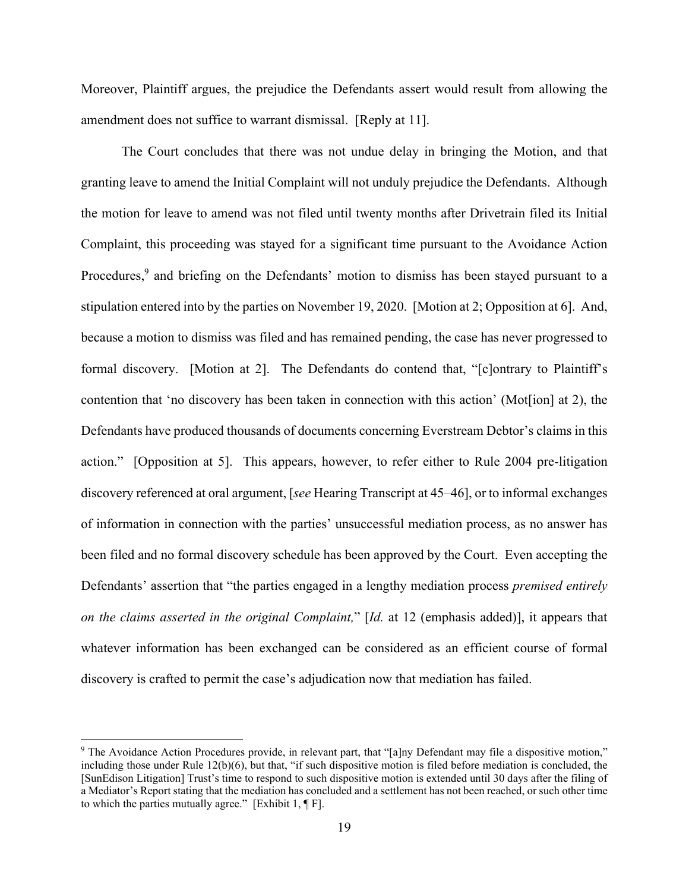Moreover, Plaintiff argues, the prejudice the Defendants assert would result from allowing the amendment does not suffice to warrant dismissal. [Reply at 11].

The Court concludes that there was not undue delay in bringing the Motion, and that granting leave to amend the Initial Complaint will not unduly prejudice the Defendants. Although the motion for leave to amend was not filed until twenty months after Drivetrain filed its Initial Complaint, this proceeding was stayed for a significant time pursuant to the Avoidance Action Procedures,[9] and briefing on the Defendants' motion to dismiss has been stayed pursuant to a stipulation entered into by the parties on November 19, 2020. [Motion at 2; Opposition at 6]. And, because a motion to dismiss was filed and has remained pending, the case has never progressed to formal discovery. [Motion at 2]. The Defendants do contend that, "[c]ontrary to Plaintiff's contention that 'no discovery has been taken in connection with this action' (Mot[ion] at 2), the Defendants have produced thousands of documents concerning Everstream Debtor's claims in this action." [Opposition at 5]. This appears, however, to refer either to Rule 2004 pre-litigation discovery referenced at oral argument, [*see* Hearing Transcript at 45–46], or to informal exchanges of information in connection with the parties' unsuccessful mediation process, as no answer has been filed and no formal discovery schedule has been approved by the Court. Even accepting the Defendants' assertion that "the parties engaged in a lengthy mediation process *premised entirely on the claims asserted in the original Complaint,*" [*Id.* at 12 (emphasis added)], it appears that whatever information has been exchanged can be considered as an efficient course of formal discovery is crafted to permit the case's adjudication now that mediation has failed.

[9] The Avoidance Action Procedures provide, in relevant part, that "[a]ny Defendant may file a dispositive motion," including those under Rule 12(b)(6), but that, "if such dispositive motion is filed before mediation is concluded, the [SunEdison Litigation] Trust's time to respond to such dispositive motion is extended until 30 days after the filing of a Mediator's Report stating that the mediation has concluded and a settlement has not been reached, or such other time to which the parties mutually agree." [Exhibit 1, ¶ F].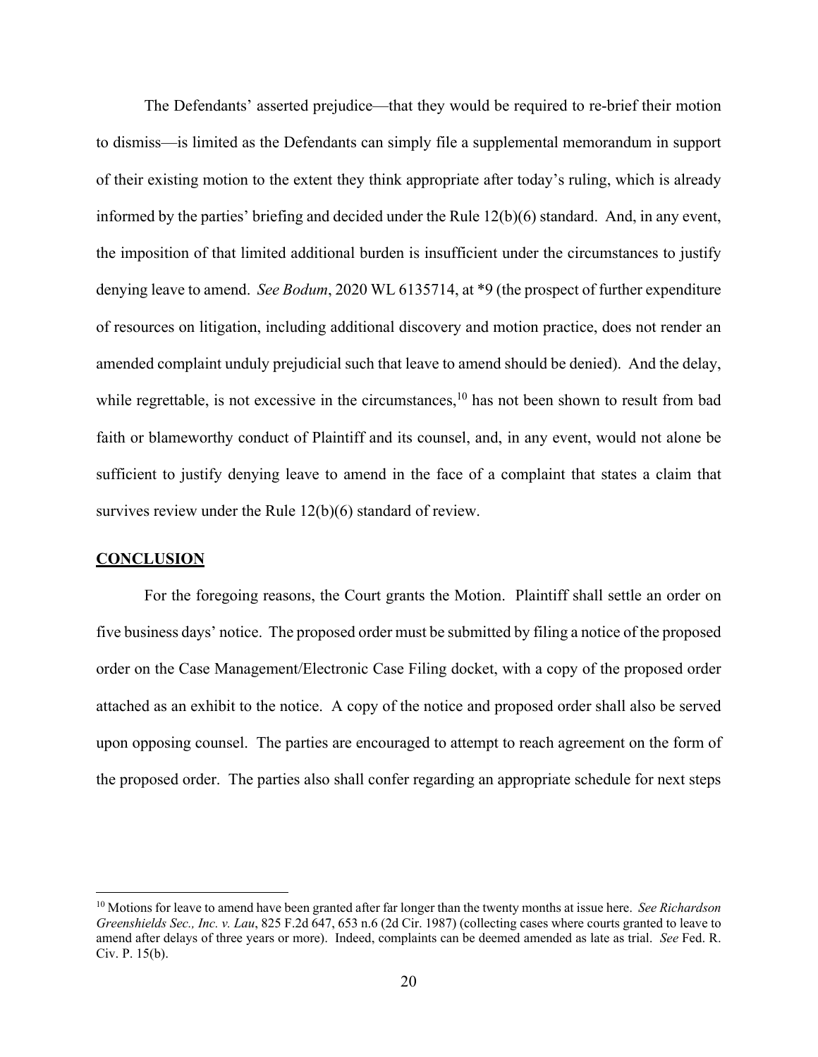The Defendants' asserted prejudice—that they would be required to re-brief their motion to dismiss—is limited as the Defendants can simply file a supplemental memorandum in support of their existing motion to the extent they think appropriate after today's ruling, which is already informed by the parties' briefing and decided under the Rule 12(b)(6) standard. And, in any event, the imposition of that limited additional burden is insufficient under the circumstances to justify denying leave to amend. *See Bodum*, 2020 WL 6135714, at *9 (the prospect of further expenditure of resources on litigation, including additional discovery and motion practice, does not render an amended complaint unduly prejudicial such that leave to amend should be denied). And the delay, while regrettable, is not excessive in the circumstances,[10] has not been shown to result from bad faith or blameworthy conduct of Plaintiff and its counsel, and, in any event, would not alone be sufficient to justify denying leave to amend in the face of a complaint that states a claim that survives review under the Rule 12(b)(6) standard of review.

## CONCLUSION

For the foregoing reasons, the Court grants the Motion. Plaintiff shall settle an order on five business days' notice. The proposed order must be submitted by filing a notice of the proposed order on the Case Management/Electronic Case Filing docket, with a copy of the proposed order attached as an exhibit to the notice. A copy of the notice and proposed order shall also be served upon opposing counsel. The parties are encouraged to attempt to reach agreement on the form of the proposed order. The parties also shall confer regarding an appropriate schedule for next steps

---

[10] Motions for leave to amend have been granted after far longer than the twenty months at issue here. *See Richardson Greenshields Sec., Inc. v. Lau*, 825 F.2d 647, 653 n.6 (2d Cir. 1987) (collecting cases where courts granted to leave to amend after delays of three years or more). Indeed, complaints can be deemed amended as late as trial. *See* Fed. R. Civ. P. 15(b).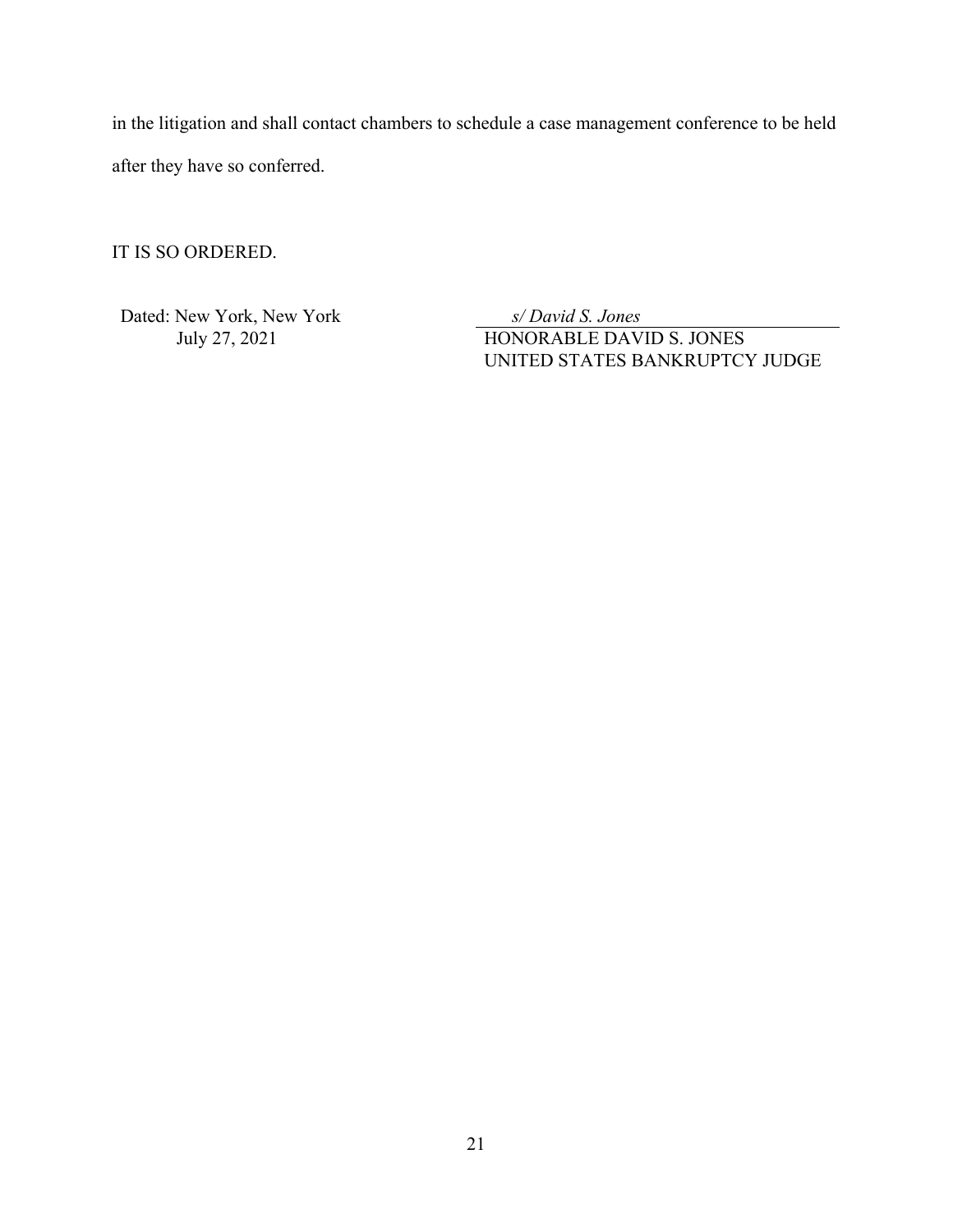in the litigation and shall contact chambers to schedule a case management conference to be held after they have so conferred.

IT IS SO ORDERED.

Dated: New York, New York
July 27, 2021

*s/ David S. Jones*
HONORABLE DAVID S. JONES
UNITED STATES BANKRUPTCY JUDGE